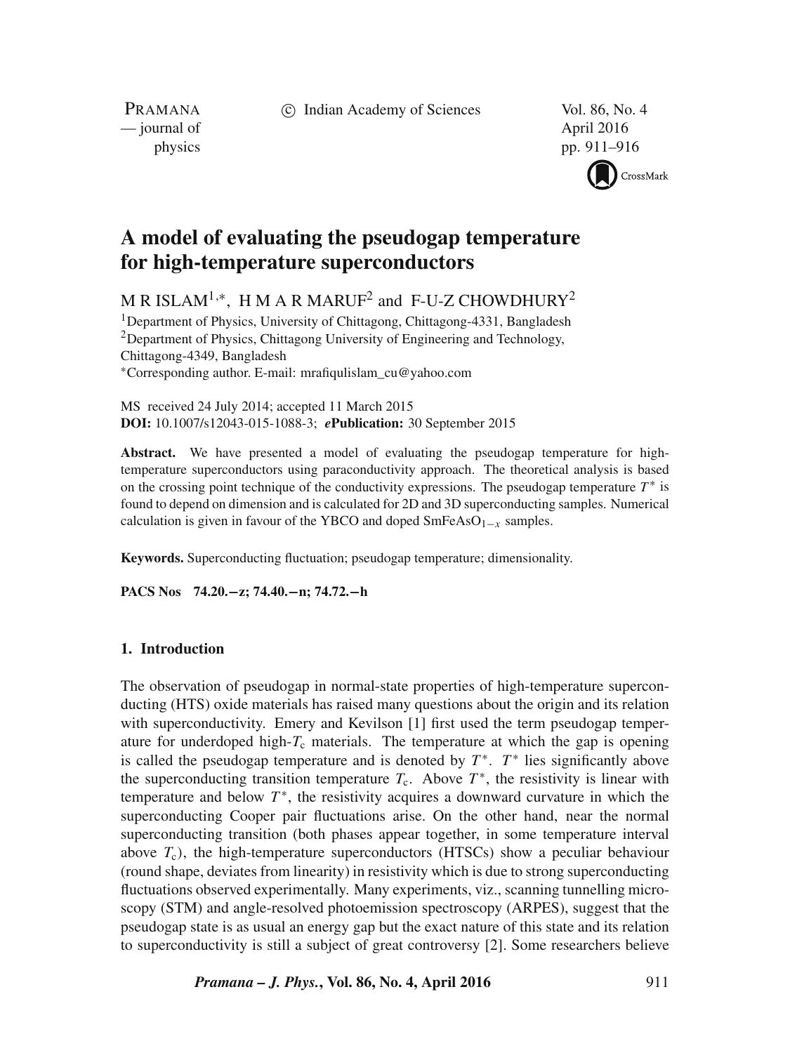# A model of evaluating the pseudogap temperature for high-temperature superconductors

M R ISLAM[1,*], H M A R MARUF[2] and F-U-Z CHOWDHURY[2]

[1]Department of Physics, University of Chittagong, Chittagong-4331, Bangladesh
[2]Department of Physics, Chittagong University of Engineering and Technology, Chittagong-4349, Bangladesh
[*]Corresponding author. E-mail: mrafiqulislam_cu@yahoo.com

MS received 24 July 2014; accepted 11 March 2015
**DOI:** 10.1007/s12043-015-1088-3; ***e*Publication:** 30 September 2015

**Abstract.** We have presented a model of evaluating the pseudogap temperature for high-temperature superconductors using paraconductivity approach. The theoretical analysis is based on the crossing point technique of the conductivity expressions. The pseudogap temperature $T^*$ is found to depend on dimension and is calculated for 2D and 3D superconducting samples. Numerical calculation is given in favour of the YBCO and doped $SmFeAsO_{1-x}$ samples.

**Keywords.** Superconducting fluctuation; pseudogap temperature; dimensionality.

**PACS Nos** 74.20.−z; 74.40.−n; 74.72.−h

## 1. Introduction

The observation of pseudogap in normal-state properties of high-temperature superconducting (HTS) oxide materials has raised many questions about the origin and its relation with superconductivity. Emery and Kevilson [1] first used the term pseudogap temperature for underdoped high-$T_c$ materials. The temperature at which the gap is opening is called the pseudogap temperature and is denoted by $T^*$. $T^*$ lies significantly above the superconducting transition temperature $T_c$. Above $T^*$, the resistivity is linear with temperature and below $T^*$, the resistivity acquires a downward curvature in which the superconducting Cooper pair fluctuations arise. On the other hand, near the normal superconducting transition (both phases appear together, in some temperature interval above $T_c$), the high-temperature superconductors (HTSCs) show a peculiar behaviour (round shape, deviates from linearity) in resistivity which is due to strong superconducting fluctuations observed experimentally. Many experiments, viz., scanning tunnelling microscopy (STM) and angle-resolved photoemission spectroscopy (ARPES), suggest that the pseudogap state is as usual an energy gap but the exact nature of this state and its relation to superconductivity is still a subject of great controversy [2]. Some researchers believe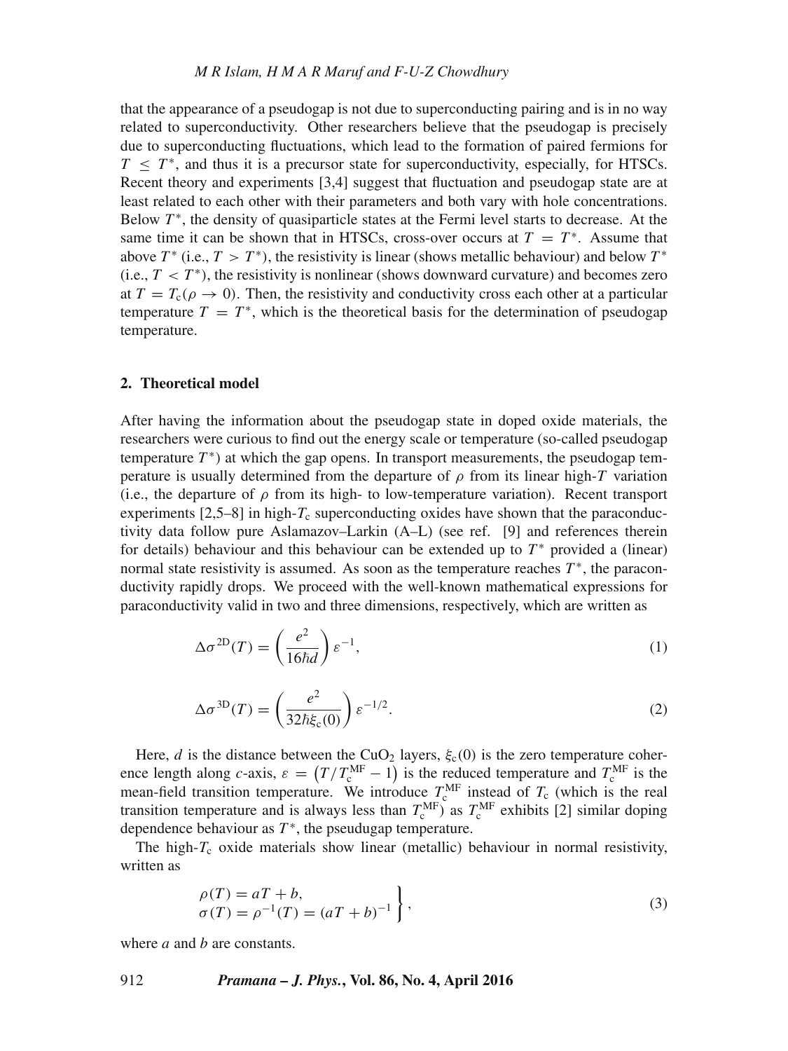that the appearance of a pseudogap is not due to superconducting pairing and is in no way related to superconductivity. Other researchers believe that the pseudogap is precisely due to superconducting fluctuations, which lead to the formation of paired fermions for $T \leq T^*$, and thus it is a precursor state for superconductivity, especially, for HTSCs. Recent theory and experiments [3,4] suggest that fluctuation and pseudogap state are at least related to each other with their parameters and both vary with hole concentrations. Below $T^*$, the density of quasiparticle states at the Fermi level starts to decrease. At the same time it can be shown that in HTSCs, cross-over occurs at $T = T^*$. Assume that above $T^*$ (i.e., $T > T^*$), the resistivity is linear (shows metallic behaviour) and below $T^*$ (i.e., $T < T^*$), the resistivity is nonlinear (shows downward curvature) and becomes zero at $T = T_c (\rho \to 0)$. Then, the resistivity and conductivity cross each other at a particular temperature $T = T^*$, which is the theoretical basis for the determination of pseudogap temperature.

## 2. Theoretical model

After having the information about the pseudogap state in doped oxide materials, the researchers were curious to find out the energy scale or temperature (so-called pseudogap temperature $T^*$) at which the gap opens. In transport measurements, the pseudogap temperature is usually determined from the departure of $\rho$ from its linear high-$T$ variation (i.e., the departure of $\rho$ from its high- to low-temperature variation). Recent transport experiments [2,5–8] in high-$T_c$ superconducting oxides have shown that the paraconductivity data follow pure Aslamazov–Larkin (A–L) (see ref. [9] and references therein for details) behaviour and this behaviour can be extended up to $T^*$ provided a (linear) normal state resistivity is assumed. As soon as the temperature reaches $T^*$, the paraconductivity rapidly drops. We proceed with the well-known mathematical expressions for paraconductivity valid in two and three dimensions, respectively, which are written as

$$\Delta\sigma^{2D}(T) = \left(\frac{e^2}{16\hbar d}\right)\varepsilon^{-1}, \tag{1}$$

$$\Delta\sigma^{3D}(T) = \left(\frac{e^2}{32\hbar \xi_c(0)}\right)\varepsilon^{-1/2}. \tag{2}$$

Here, $d$ is the distance between the $CuO_2$ layers, $\xi_c(0)$ is the zero temperature coherence length along $c$-axis, $\varepsilon = \left(T/T_c^{MF} - 1\right)$ is the reduced temperature and $T_c^{MF}$ is the mean-field transition temperature. We introduce $T_c^{MF}$ instead of $T_c$ (which is the real transition temperature and is always less than $T_c^{MF}$) as $T_c^{MF}$ exhibits [2] similar doping dependence behaviour as $T^*$, the pseudugap temperature.

The high-$T_c$ oxide materials show linear (metallic) behaviour in normal resistivity, written as

$$\left.\begin{aligned} &\rho(T) = aT + b, \\ &\sigma(T) = \rho^{-1}(T) = (aT + b)^{-1} \end{aligned}\right\}, \tag{3}$$

where $a$ and $b$ are constants.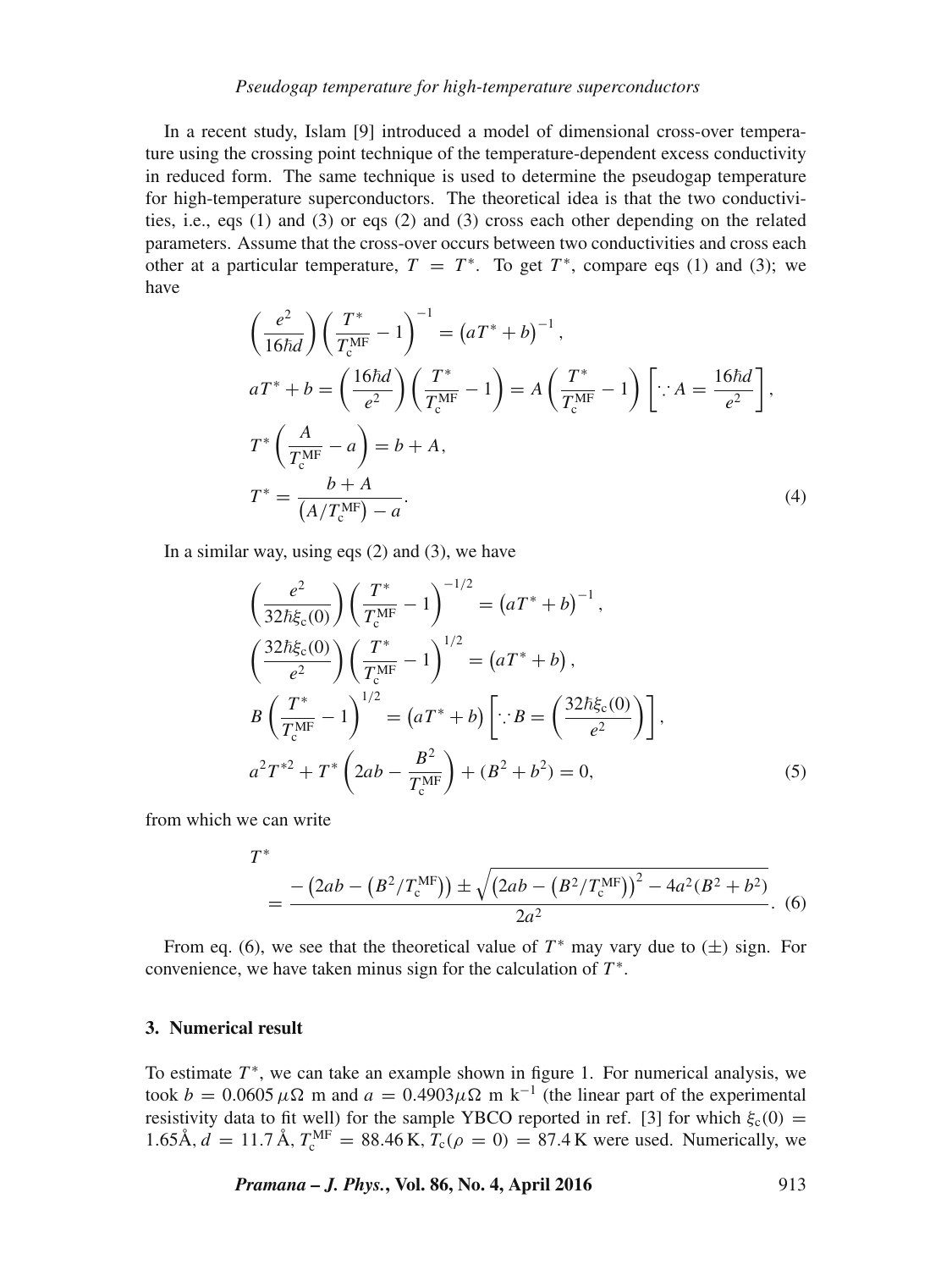In a recent study, Islam [9] introduced a model of dimensional cross-over temperature using the crossing point technique of the temperature-dependent excess conductivity in reduced form. The same technique is used to determine the pseudogap temperature for high-temperature superconductors. The theoretical idea is that the two conductivities, i.e., eqs (1) and (3) or eqs (2) and (3) cross each other depending on the related parameters. Assume that the cross-over occurs between two conductivities and cross each other at a particular temperature, $T = T^*$. To get $T^*$, compare eqs (1) and (3); we have

$$
\begin{aligned}
&\left(\frac{e^2}{16\hbar d}\right)\left(\frac{T^*}{T_c^{\mathrm{MF}}}-1\right)^{-1} = \left(aT^*+b\right)^{-1}, \\
&aT^*+b = \left(\frac{16\hbar d}{e^2}\right)\left(\frac{T^*}{T_c^{\mathrm{MF}}}-1\right) = A\left(\frac{T^*}{T_c^{\mathrm{MF}}}-1\right)\left[\because A = \frac{16\hbar d}{e^2}\right], \\
&T^*\left(\frac{A}{T_c^{\mathrm{MF}}}-a\right) = b + A, \\
&T^* = \frac{b+A}{\left(A/T_c^{\mathrm{MF}}\right)-a}. \qquad (4)
\end{aligned}
$$

In a similar way, using eqs (2) and (3), we have

$$
\begin{aligned}
&\left(\frac{e^2}{32\hbar \xi_c(0)}\right)\left(\frac{T^*}{T_c^{\mathrm{MF}}}-1\right)^{-1/2} = \left(aT^*+b\right)^{-1}, \\
&\left(\frac{32\hbar \xi_c(0)}{e^2}\right)\left(\frac{T^*}{T_c^{\mathrm{MF}}}-1\right)^{1/2} = \left(aT^*+b\right), \\
&B\left(\frac{T^*}{T_c^{\mathrm{MF}}}-1\right)^{1/2} = \left(aT^*+b\right)\left[\because B = \left(\frac{32\hbar \xi_c(0)}{e^2}\right)\right], \\
&a^2T^{*2} + T^*\left(2ab - \frac{B^2}{T_c^{\mathrm{MF}}}\right) + (B^2+b^2) = 0, \qquad (5)
\end{aligned}
$$

from which we can write

$$
T^* = \frac{-\left(2ab - \left(B^2/T_c^{\mathrm{MF}}\right)\right) \pm \sqrt{\left(2ab - \left(B^2/T_c^{\mathrm{MF}}\right)\right)^2 - 4a^2(B^2+b^2)}}{2a^2}. \qquad (6)
$$

From eq. (6), we see that the theoretical value of $T^*$ may vary due to ($\pm$) sign. For convenience, we have taken minus sign for the calculation of $T^*$.

## 3. Numerical result

To estimate $T^*$, we can take an example shown in figure 1. For numerical analysis, we took $b = 0.0605\,\mu\Omega$ m and $a = 0.4903\mu\Omega$ m k$^{-1}$ (the linear part of the experimental resistivity data to fit well) for the sample YBCO reported in ref. [3] for which $\xi_c(0) = 1.65$Å, $d = 11.7$ Å, $T_c^{\mathrm{MF}} = 88.46$ K, $T_c(\rho = 0) = 87.4$ K were used. Numerically, we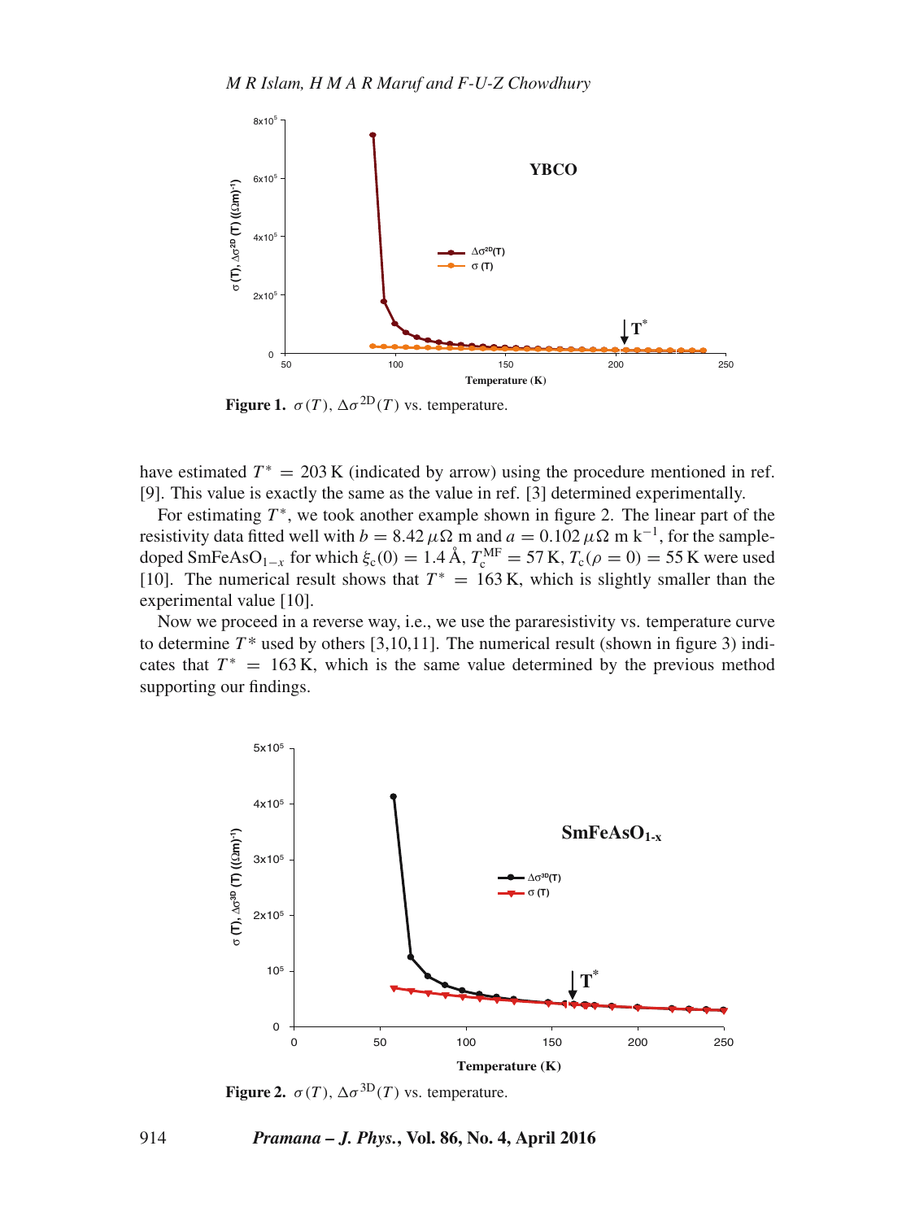Figure 1. $\sigma(T)$, $\Delta\sigma^{2D}(T)$ vs. temperature.

have estimated $T^* = 203$ K (indicated by arrow) using the procedure mentioned in ref. [9]. This value is exactly the same as the value in ref. [3] determined experimentally.

For estimating $T^*$, we took another example shown in figure 2. The linear part of the resistivity data fitted well with $b = 8.42\,\mu\Omega$ m and $a = 0.102\,\mu\Omega$ m k$^{-1}$, for the sample-doped $SmFeAsO_{1-x}$ for which $\xi_c(0) = 1.4$ Å, $T_c^{MF} = 57$ K, $T_c(\rho = 0) = 55$ K were used [10]. The numerical result shows that $T^* = 163$ K, which is slightly smaller than the experimental value [10].

Now we proceed in a reverse way, i.e., we use the pararesistivity vs. temperature curve to determine $T^*$ used by others [3,10,11]. The numerical result (shown in figure 3) indicates that $T^* = 163$ K, which is the same value determined by the previous method supporting our findings.

Figure 2. $\sigma(T)$, $\Delta\sigma^{3D}(T)$ vs. temperature.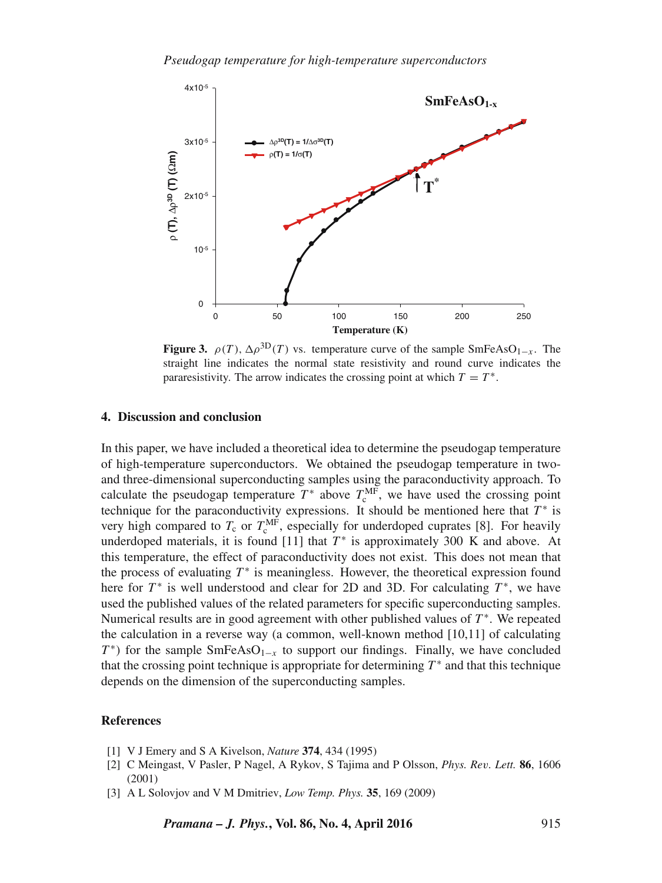**Figure 3.** $\rho(T)$, $\Delta\rho^{3D}(T)$ vs. temperature curve of the sample $SmFeAsO_{1-x}$. The straight line indicates the normal state resistivity and round curve indicates the pararesistivity. The arrow indicates the crossing point at which $T = T^*$.

## 4. Discussion and conclusion

In this paper, we have included a theoretical idea to determine the pseudogap temperature of high-temperature superconductors. We obtained the pseudogap temperature in two- and three-dimensional superconducting samples using the paraconductivity approach. To calculate the pseudogap temperature $T^*$ above $T_c^{MF}$, we have used the crossing point technique for the paraconductivity expressions. It should be mentioned here that $T^*$ is very high compared to $T_c$ or $T_c^{MF}$, especially for underdoped cuprates [8]. For heavily underdoped materials, it is found [11] that $T^*$ is approximately 300 K and above. At this temperature, the effect of paraconductivity does not exist. This does not mean that the process of evaluating $T^*$ is meaningless. However, the theoretical expression found here for $T^*$ is well understood and clear for 2D and 3D. For calculating $T^*$, we have used the published values of the related parameters for specific superconducting samples. Numerical results are in good agreement with other published values of $T^*$. We repeated the calculation in a reverse way (a common, well-known method [10,11] of calculating $T^*$) for the sample $SmFeAsO_{1-x}$ to support our findings. Finally, we have concluded that the crossing point technique is appropriate for determining $T^*$ and that this technique depends on the dimension of the superconducting samples.

## References

[1] V J Emery and S A Kivelson, *Nature* **374**, 434 (1995)
[2] C Meingast, V Pasler, P Nagel, A Rykov, S Tajima and P Olsson, *Phys. Rev. Lett.* **86**, 1606 (2001)
[3] A L Solovjov and V M Dmitriev, *Low Temp. Phys.* **35**, 169 (2009)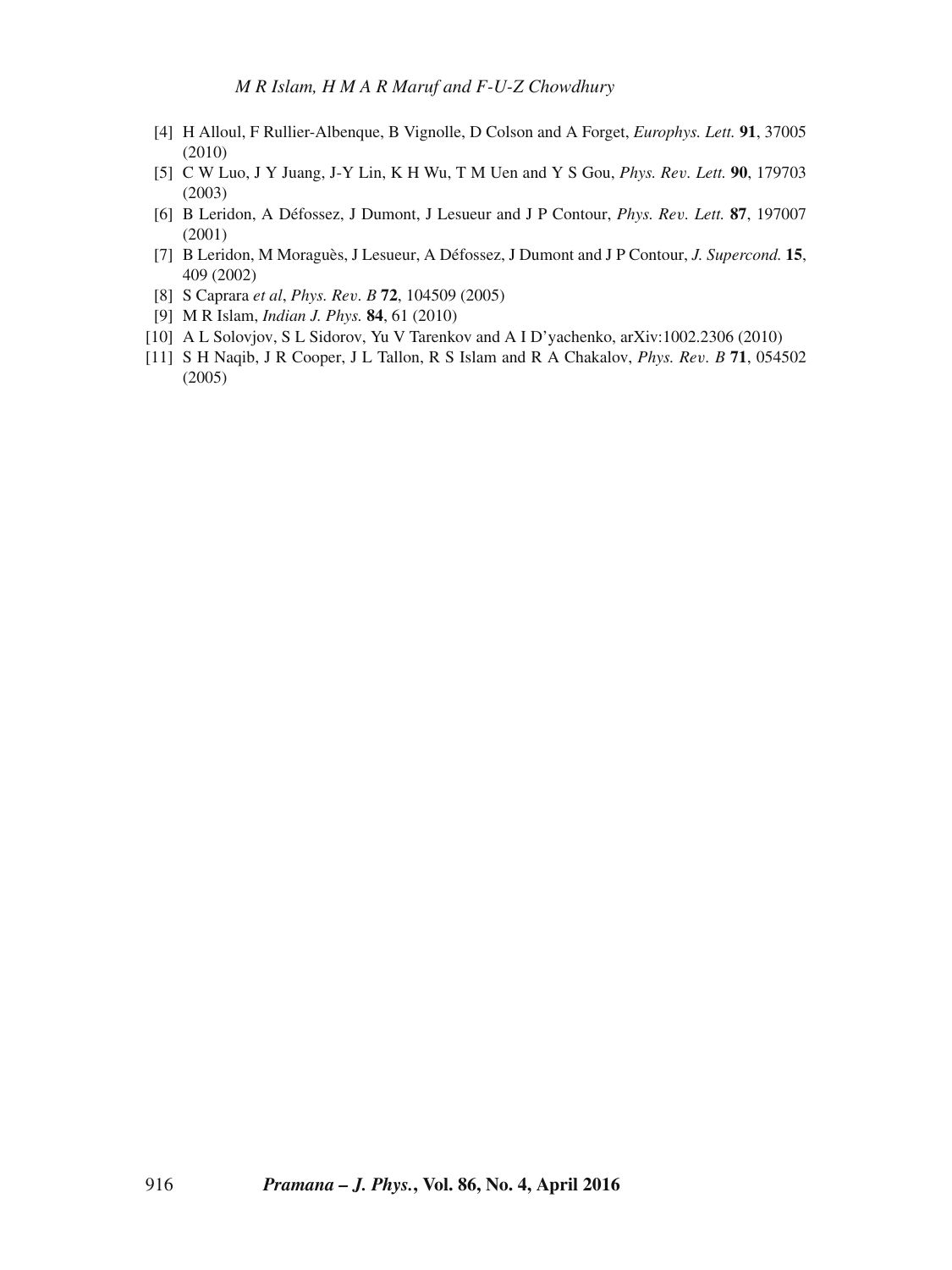[4] H Alloul, F Rullier-Albenque, B Vignolle, D Colson and A Forget, *Europhys. Lett.* **91**, 37005 (2010)

[5] C W Luo, J Y Juang, J-Y Lin, K H Wu, T M Uen and Y S Gou, *Phys. Rev. Lett.* **90**, 179703 (2003)

[6] B Leridon, A Défossez, J Dumont, J Lesueur and J P Contour, *Phys. Rev. Lett.* **87**, 197007 (2001)

[7] B Leridon, M Moraguès, J Lesueur, A Défossez, J Dumont and J P Contour, *J. Supercond.* **15**, 409 (2002)

[8] S Caprara *et al*, *Phys. Rev. B* **72**, 104509 (2005)

[9] M R Islam, *Indian J. Phys.* **84**, 61 (2010)

[10] A L Solovjov, S L Sidorov, Yu V Tarenkov and A I D'yachenko, arXiv:1002.2306 (2010)

[11] S H Naqib, J R Cooper, J L Tallon, R S Islam and R A Chakalov, *Phys. Rev. B* **71**, 054502 (2005)